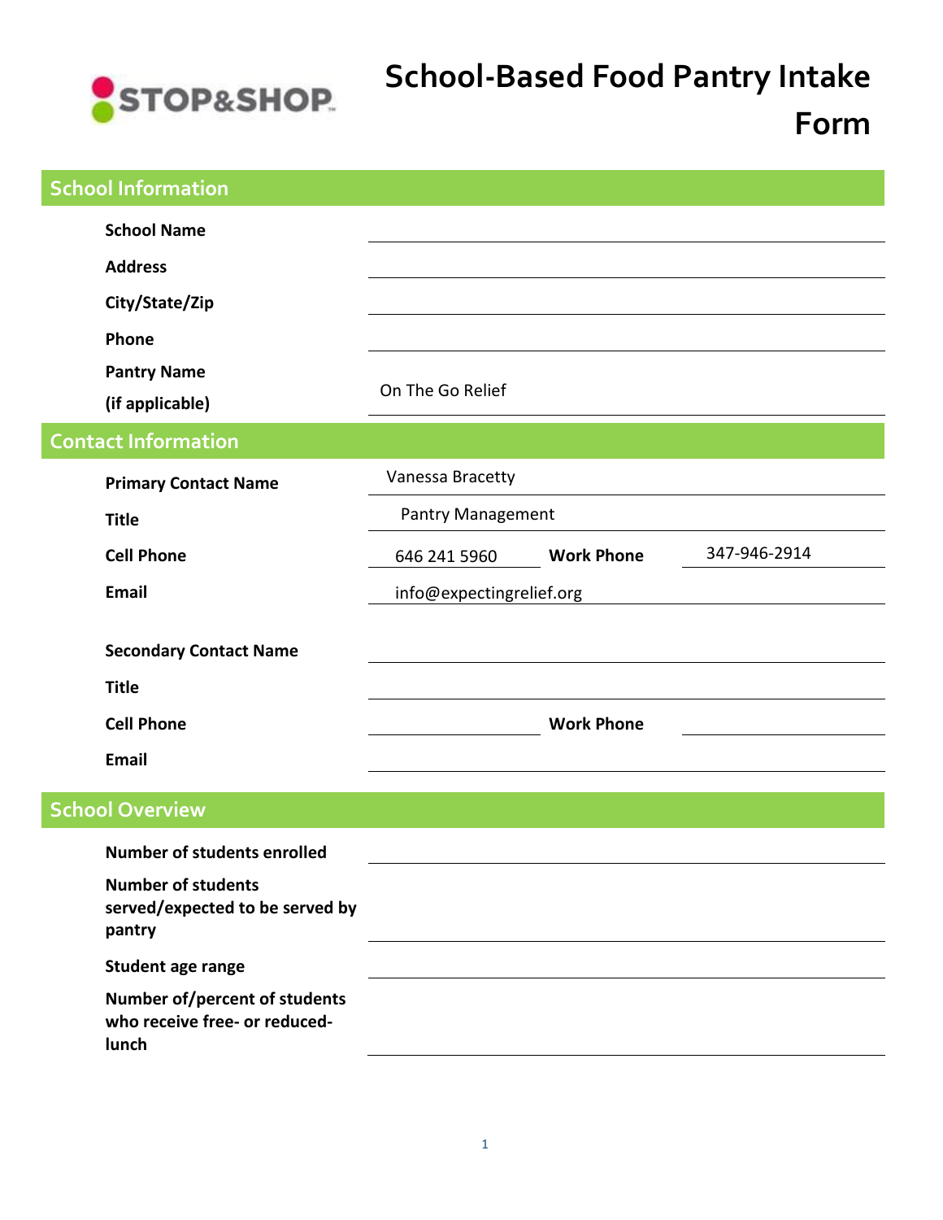STOP&SHOP

# School-Based Food Pantry Intake Form

## School Information

| | |
|---|---|
| **School Name** | |
| **Address** | |
| **City/State/Zip** | |
| **Phone** | |
| **Pantry Name (if applicable)** | On The Go Relief |

## Contact Information

| | | | |
|---|---|---|---|
| **Primary Contact Name** | Vanessa Bracetty | | |
| **Title** | Pantry Management | | |
| **Cell Phone** | 646 241 5960 | **Work Phone** | 347-946-2914 |
| **Email** | info@expectingrelief.org | | |
| **Secondary Contact Name** | | | |
| **Title** | | | |
| **Cell Phone** | | **Work Phone** | |
| **Email** | | | |

## School Overview

| | |
|---|---|
| **Number of students enrolled** | |
| **Number of students served/expected to be served by pantry** | |
| **Student age range** | |
| **Number of/percent of students who receive free- or reduced-lunch** | |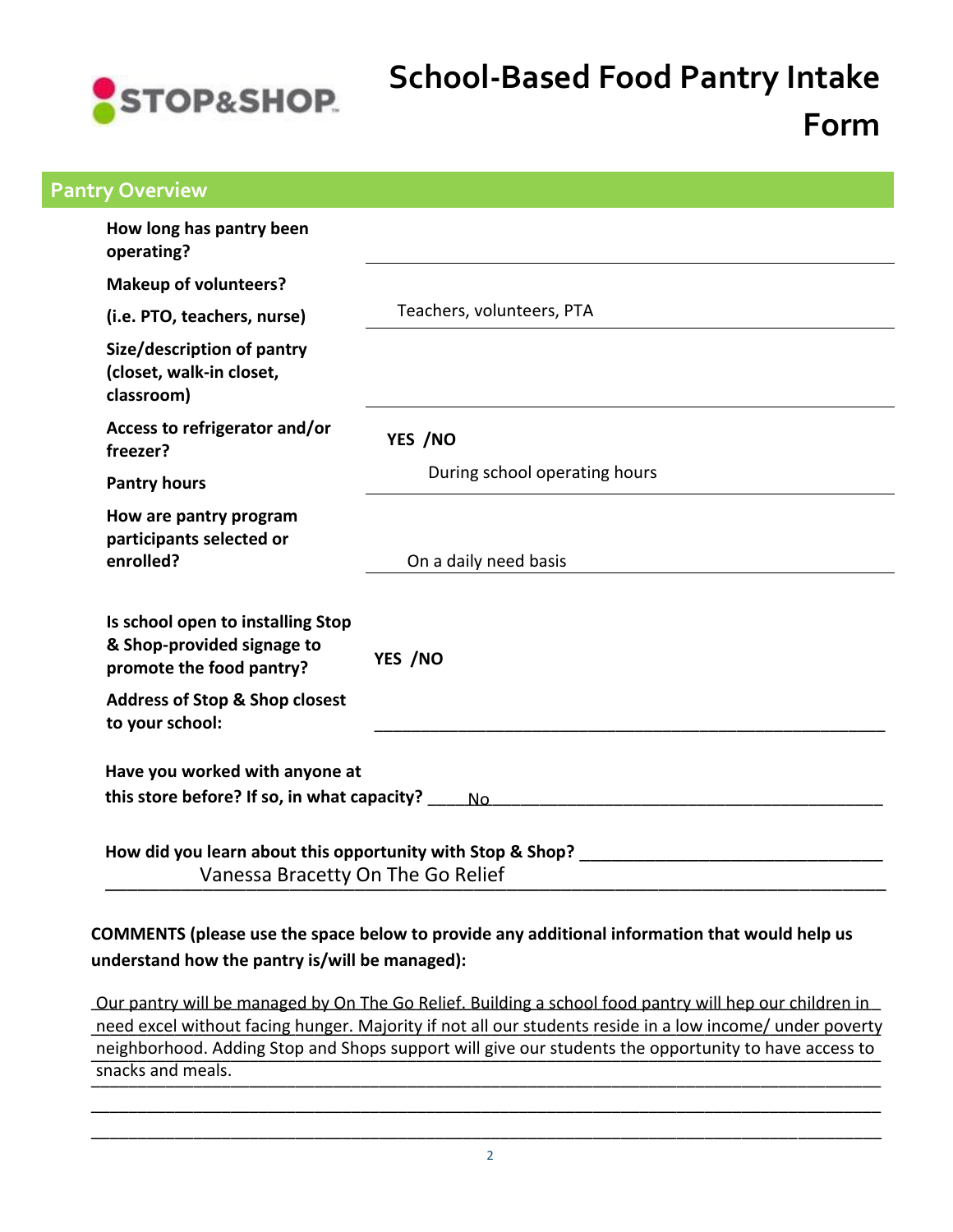# School-Based Food Pantry Intake Form

## Pantry Overview

| | |
|---|---|
| **How long has pantry been operating?** | |
| **Makeup of volunteers? (i.e. PTO, teachers, nurse)** | Teachers, volunteers, PTA |
| **Size/description of pantry (closet, walk-in closet, classroom)** | |
| **Access to refrigerator and/or freezer?** | **YES /NO** |
| **Pantry hours** | During school operating hours |
| **How are pantry program participants selected or enrolled?** | On a daily need basis |
| **Is school open to installing Stop & Shop-provided signage to promote the food pantry?** | **YES /NO** |
| **Address of Stop & Shop closest to your school:** | |

**Have you worked with anyone at this store before? If so, in what capacity?** No

**How did you learn about this opportunity with Stop & Shop?** Vanessa Bracetty On The Go Relief

**COMMENTS (please use the space below to provide any additional information that would help us understand how the pantry is/will be managed):**

Our pantry will be managed by On The Go Relief. Building a school food pantry will hep our children in need excel without facing hunger. Majority if not all our students reside in a low income/ under poverty neighborhood. Adding Stop and Shops support will give our students the opportunity to have access to snacks and meals.